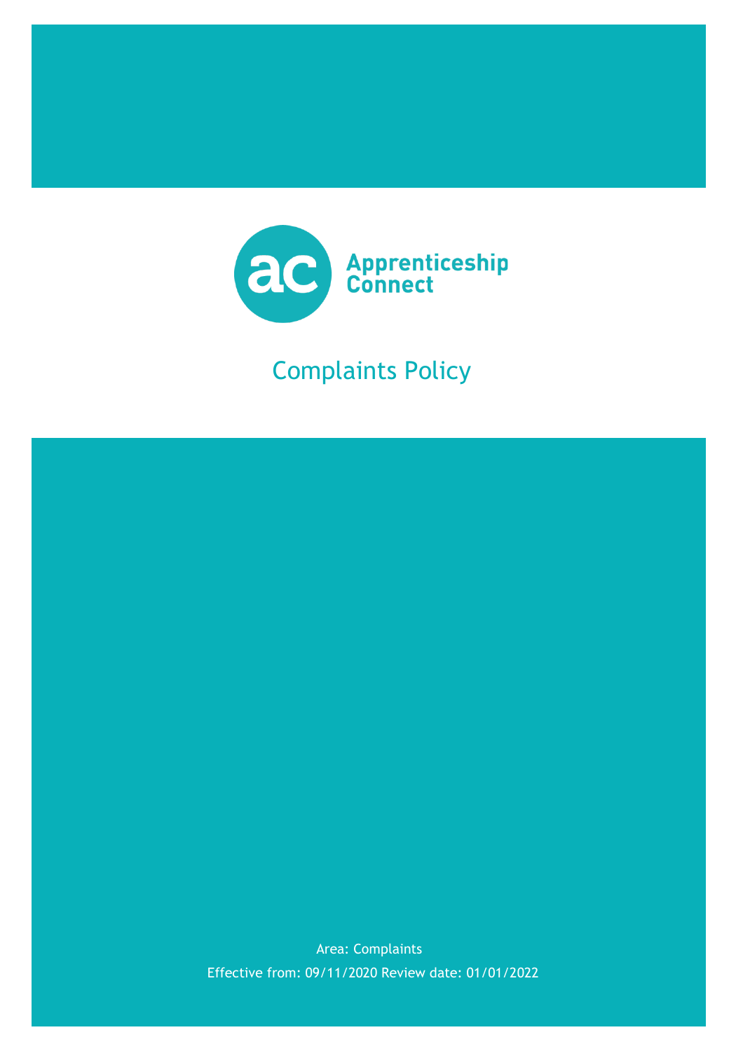Apprenticeship Connect

# Complaints Policy

Area: Complaints

Effective from: 09/11/2020 Review date: 01/01/2022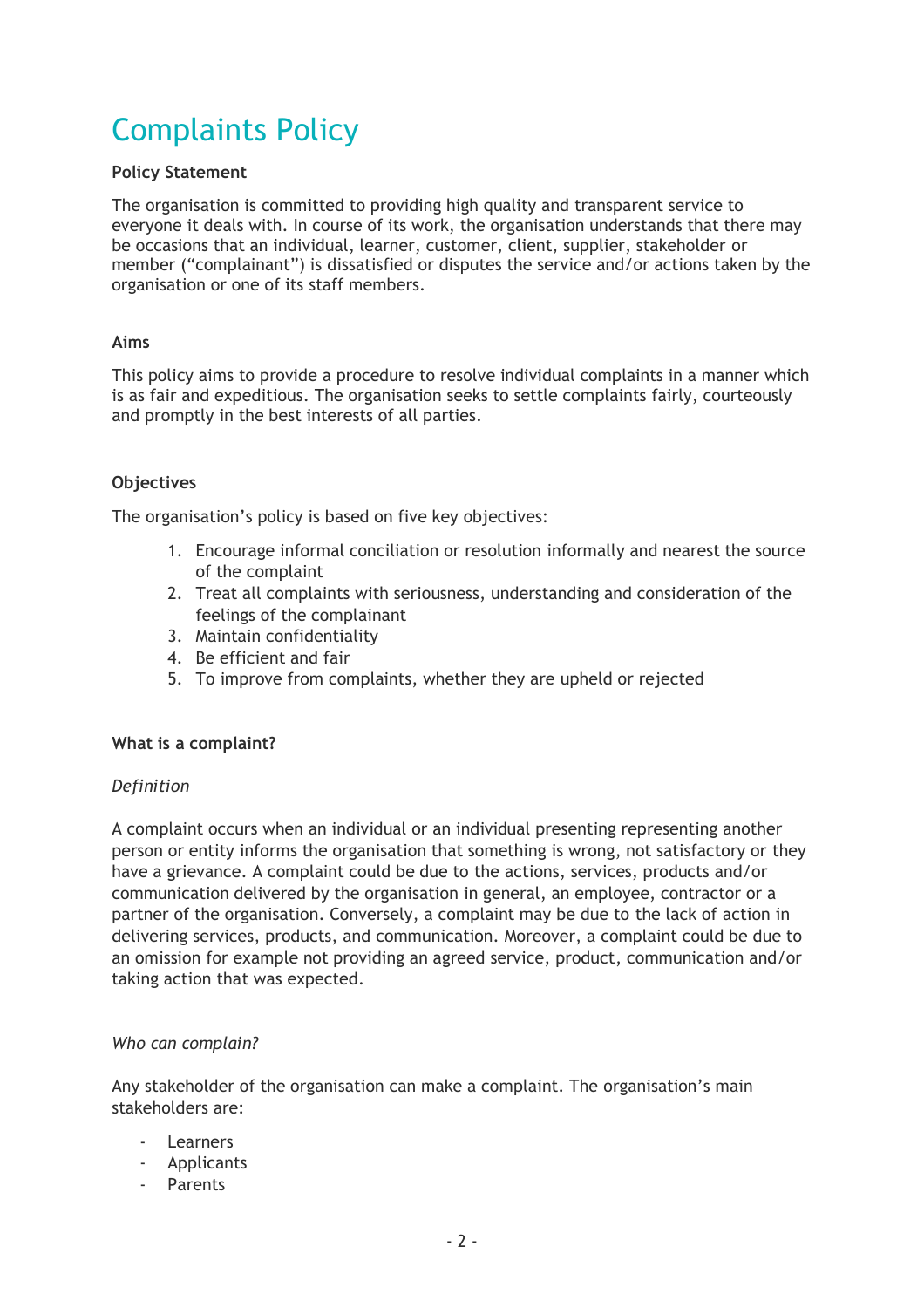# Complaints Policy

**Policy Statement**

The organisation is committed to providing high quality and transparent service to everyone it deals with. In course of its work, the organisation understands that there may be occasions that an individual, learner, customer, client, supplier, stakeholder or member ("complainant") is dissatisfied or disputes the service and/or actions taken by the organisation or one of its staff members.

**Aims**

This policy aims to provide a procedure to resolve individual complaints in a manner which is as fair and expeditious. The organisation seeks to settle complaints fairly, courteously and promptly in the best interests of all parties.

**Objectives**

The organisation's policy is based on five key objectives:

1. Encourage informal conciliation or resolution informally and nearest the source of the complaint
2. Treat all complaints with seriousness, understanding and consideration of the feelings of the complainant
3. Maintain confidentiality
4. Be efficient and fair
5. To improve from complaints, whether they are upheld or rejected

**What is a complaint?**

*Definition*

A complaint occurs when an individual or an individual presenting representing another person or entity informs the organisation that something is wrong, not satisfactory or they have a grievance. A complaint could be due to the actions, services, products and/or communication delivered by the organisation in general, an employee, contractor or a partner of the organisation. Conversely, a complaint may be due to the lack of action in delivering services, products, and communication. Moreover, a complaint could be due to an omission for example not providing an agreed service, product, communication and/or taking action that was expected.

*Who can complain?*

Any stakeholder of the organisation can make a complaint. The organisation's main stakeholders are:

- Learners
- Applicants
- Parents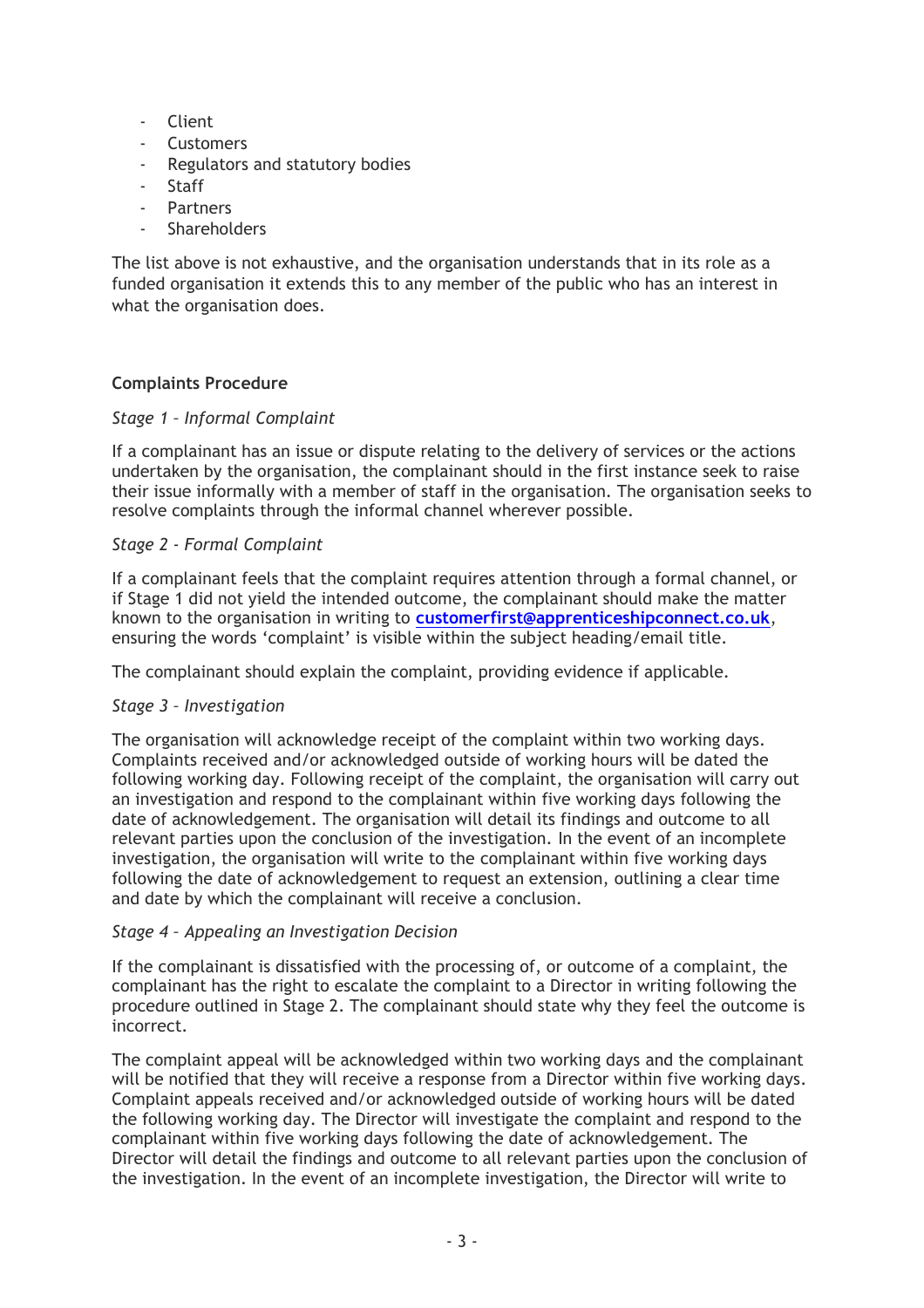- Client
- Customers
- Regulators and statutory bodies
- Staff
- Partners
- Shareholders

The list above is not exhaustive, and the organisation understands that in its role as a funded organisation it extends this to any member of the public who has an interest in what the organisation does.

**Complaints Procedure**

*Stage 1 – Informal Complaint*

If a complainant has an issue or dispute relating to the delivery of services or the actions undertaken by the organisation, the complainant should in the first instance seek to raise their issue informally with a member of staff in the organisation. The organisation seeks to resolve complaints through the informal channel wherever possible.

*Stage 2 - Formal Complaint*

If a complainant feels that the complaint requires attention through a formal channel, or if Stage 1 did not yield the intended outcome, the complainant should make the matter known to the organisation in writing to **customerfirst@apprenticeshipconnect.co.uk**, ensuring the words 'complaint' is visible within the subject heading/email title.

The complainant should explain the complaint, providing evidence if applicable.

*Stage 3 – Investigation*

The organisation will acknowledge receipt of the complaint within two working days. Complaints received and/or acknowledged outside of working hours will be dated the following working day. Following receipt of the complaint, the organisation will carry out an investigation and respond to the complainant within five working days following the date of acknowledgement. The organisation will detail its findings and outcome to all relevant parties upon the conclusion of the investigation. In the event of an incomplete investigation, the organisation will write to the complainant within five working days following the date of acknowledgement to request an extension, outlining a clear time and date by which the complainant will receive a conclusion.

*Stage 4 – Appealing an Investigation Decision*

If the complainant is dissatisfied with the processing of, or outcome of a complaint, the complainant has the right to escalate the complaint to a Director in writing following the procedure outlined in Stage 2. The complainant should state why they feel the outcome is incorrect.

The complaint appeal will be acknowledged within two working days and the complainant will be notified that they will receive a response from a Director within five working days. Complaint appeals received and/or acknowledged outside of working hours will be dated the following working day. The Director will investigate the complaint and respond to the complainant within five working days following the date of acknowledgement. The Director will detail the findings and outcome to all relevant parties upon the conclusion of the investigation. In the event of an incomplete investigation, the Director will write to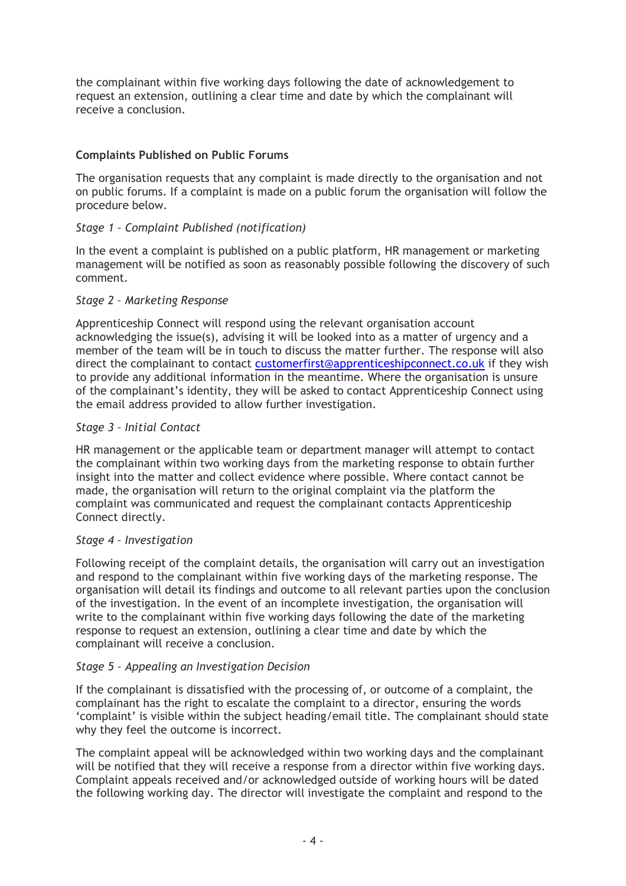the complainant within five working days following the date of acknowledgement to request an extension, outlining a clear time and date by which the complainant will receive a conclusion.

**Complaints Published on Public Forums**

The organisation requests that any complaint is made directly to the organisation and not on public forums. If a complaint is made on a public forum the organisation will follow the procedure below.

*Stage 1 – Complaint Published (notification)*

In the event a complaint is published on a public platform, HR management or marketing management will be notified as soon as reasonably possible following the discovery of such comment.

*Stage 2 – Marketing Response*

Apprenticeship Connect will respond using the relevant organisation account acknowledging the issue(s), advising it will be looked into as a matter of urgency and a member of the team will be in touch to discuss the matter further. The response will also direct the complainant to contact customerfirst@apprenticeshipconnect.co.uk if they wish to provide any additional information in the meantime. Where the organisation is unsure of the complainant's identity, they will be asked to contact Apprenticeship Connect using the email address provided to allow further investigation.

*Stage 3 – Initial Contact*

HR management or the applicable team or department manager will attempt to contact the complainant within two working days from the marketing response to obtain further insight into the matter and collect evidence where possible. Where contact cannot be made, the organisation will return to the original complaint via the platform the complaint was communicated and request the complainant contacts Apprenticeship Connect directly.

*Stage 4 – Investigation*

Following receipt of the complaint details, the organisation will carry out an investigation and respond to the complainant within five working days of the marketing response. The organisation will detail its findings and outcome to all relevant parties upon the conclusion of the investigation. In the event of an incomplete investigation, the organisation will write to the complainant within five working days following the date of the marketing response to request an extension, outlining a clear time and date by which the complainant will receive a conclusion.

*Stage 5 – Appealing an Investigation Decision*

If the complainant is dissatisfied with the processing of, or outcome of a complaint, the complainant has the right to escalate the complaint to a director, ensuring the words 'complaint' is visible within the subject heading/email title. The complainant should state why they feel the outcome is incorrect.

The complaint appeal will be acknowledged within two working days and the complainant will be notified that they will receive a response from a director within five working days. Complaint appeals received and/or acknowledged outside of working hours will be dated the following working day. The director will investigate the complaint and respond to the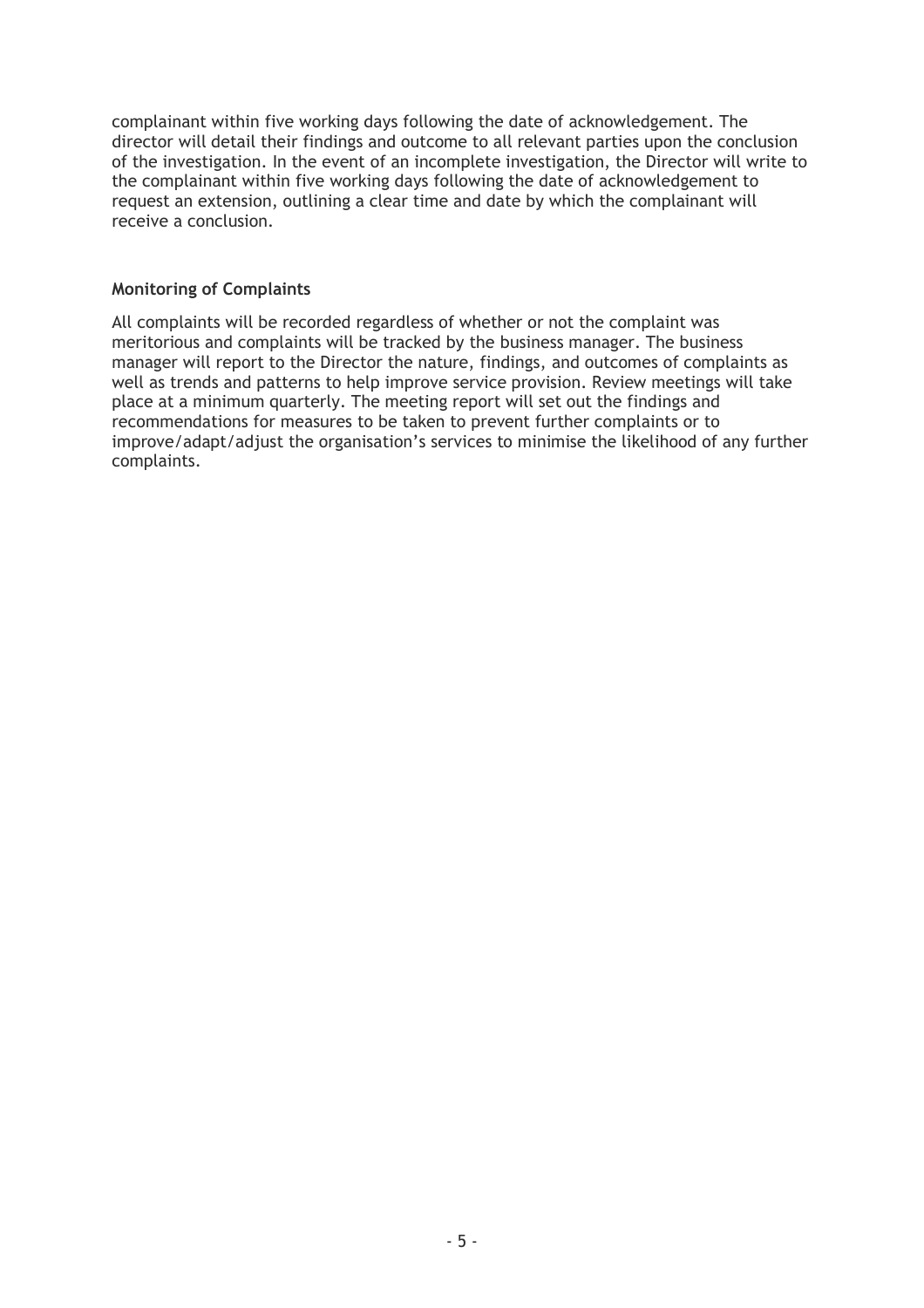complainant within five working days following the date of acknowledgement. The director will detail their findings and outcome to all relevant parties upon the conclusion of the investigation. In the event of an incomplete investigation, the Director will write to the complainant within five working days following the date of acknowledgement to request an extension, outlining a clear time and date by which the complainant will receive a conclusion.

**Monitoring of Complaints**

All complaints will be recorded regardless of whether or not the complaint was meritorious and complaints will be tracked by the business manager. The business manager will report to the Director the nature, findings, and outcomes of complaints as well as trends and patterns to help improve service provision. Review meetings will take place at a minimum quarterly. The meeting report will set out the findings and recommendations for measures to be taken to prevent further complaints or to improve/adapt/adjust the organisation's services to minimise the likelihood of any further complaints.